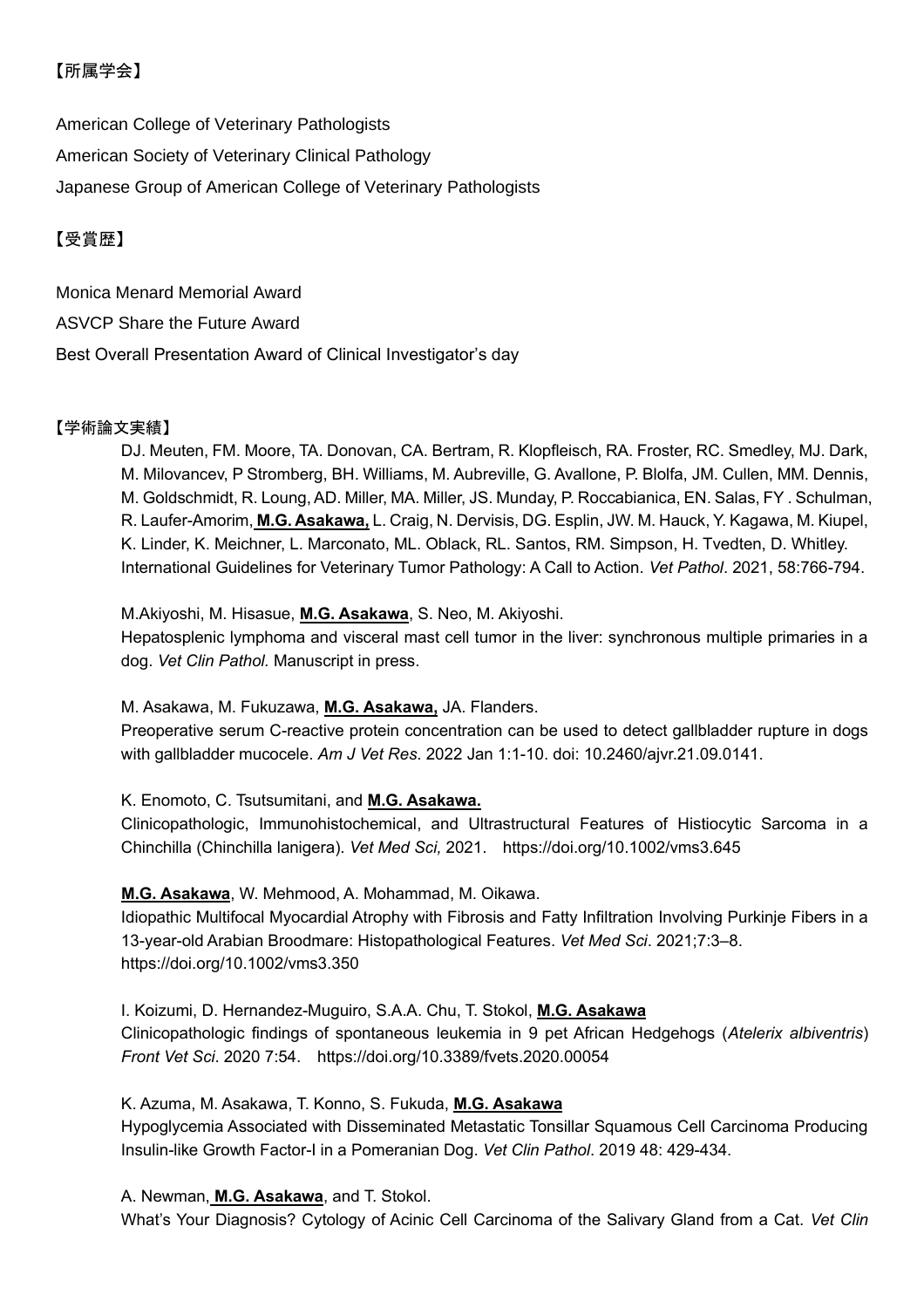【所属学会】

American College of Veterinary Pathologists

American Society of Veterinary Clinical Pathology

Japanese Group of American College of Veterinary Pathologists

【受賞歴】

Monica Menard Memorial Award

ASVCP Share the Future Award

Best Overall Presentation Award of Clinical Investigator's day

【学術論文実績】

DJ. Meuten, FM. Moore, TA. Donovan, CA. Bertram, R. Klopfleisch, RA. Froster, RC. Smedley, MJ. Dark, M. Milovancev, P Stromberg, BH. Williams, M. Aubreville, G. Avallone, P. Blolfa, JM. Cullen, MM. Dennis, M. Goldschmidt, R. Loung, AD. Miller, MA. Miller, JS. Munday, P. Roccabianica, EN. Salas, FY . Schulman, R. Laufer-Amorim, **M.G. Asakawa,** L. Craig, N. Dervisis, DG. Esplin, JW. M. Hauck, Y. Kagawa, M. Kiupel, K. Linder, K. Meichner, L. Marconato, ML. Oblack, RL. Santos, RM. Simpson, H. Tvedten, D. Whitley.
International Guidelines for Veterinary Tumor Pathology: A Call to Action. *Vet Pathol*. 2021, 58:766-794.

M.Akiyoshi, M. Hisasue, **M.G. Asakawa**, S. Neo, M. Akiyoshi.
Hepatosplenic lymphoma and visceral mast cell tumor in the liver: synchronous multiple primaries in a dog. *Vet Clin Pathol.* Manuscript in press.

M. Asakawa, M. Fukuzawa, **M.G. Asakawa,** JA. Flanders.
Preoperative serum C-reactive protein concentration can be used to detect gallbladder rupture in dogs with gallbladder mucocele. *Am J Vet Res*. 2022 Jan 1:1-10. doi: 10.2460/ajvr.21.09.0141.

K. Enomoto, C. Tsutsumitani, and **M.G. Asakawa.**
Clinicopathologic, Immunohistochemical, and Ultrastructural Features of Histiocytic Sarcoma in a Chinchilla (Chinchilla lanigera). *Vet Med Sci,* 2021.　https://doi.org/10.1002/vms3.645

**M.G. Asakawa**, W. Mehmood, A. Mohammad, M. Oikawa.
Idiopathic Multifocal Myocardial Atrophy with Fibrosis and Fatty Infiltration Involving Purkinje Fibers in a 13-year-old Arabian Broodmare: Histopathological Features. *Vet Med Sci*. 2021;7:3–8.
https://doi.org/10.1002/vms3.350

I. Koizumi, D. Hernandez-Muguiro, S.A.A. Chu, T. Stokol, **M.G. Asakawa**
Clinicopathologic findings of spontaneous leukemia in 9 pet African Hedgehogs (*Atelerix albiventris*) *Front Vet Sci*. 2020 7:54.　https://doi.org/10.3389/fvets.2020.00054

K. Azuma, M. Asakawa, T. Konno, S. Fukuda, **M.G. Asakawa**
Hypoglycemia Associated with Disseminated Metastatic Tonsillar Squamous Cell Carcinoma Producing Insulin-like Growth Factor-I in a Pomeranian Dog. *Vet Clin Pathol*. 2019 48: 429-434.

A. Newman, **M.G. Asakawa**, and T. Stokol.
What's Your Diagnosis? Cytology of Acinic Cell Carcinoma of the Salivary Gland from a Cat. *Vet Clin*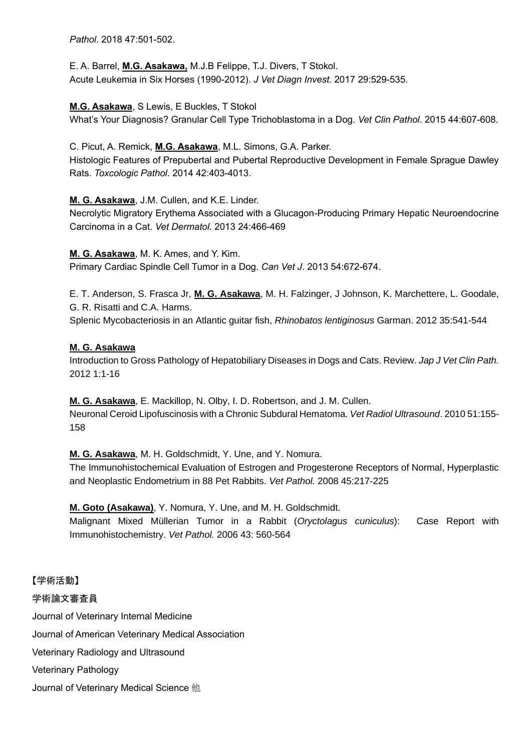*Pathol*. 2018 47:501-502.

E. A. Barrel, **M.G. Asakawa,** M.J.B Felippe, T.J. Divers, T Stokol.
Acute Leukemia in Six Horses (1990-2012). *J Vet Diagn Invest.* 2017 29:529-535.

**M.G. Asakawa**, S Lewis, E Buckles, T Stokol
What's Your Diagnosis? Granular Cell Type Trichoblastoma in a Dog. *Vet Clin Pathol*. 2015 44:607-608.

C. Picut, A. Remick, **M.G. Asakawa**, M.L. Simons, G.A. Parker.
Histologic Features of Prepubertal and Pubertal Reproductive Development in Female Sprague Dawley Rats. *Toxcologic Pathol*. 2014 42:403-4013.

**M. G. Asakawa**, J.M. Cullen, and K.E. Linder.
Necrolytic Migratory Erythema Associated with a Glucagon-Producing Primary Hepatic Neuroendocrine Carcinoma in a Cat. *Vet Dermatol.* 2013 24:466-469

**M. G. Asakawa**, M. K. Ames, and Y. Kim.
Primary Cardiac Spindle Cell Tumor in a Dog. *Can Vet J*. 2013 54:672-674.

E. T. Anderson, S. Frasca Jr, **M. G. Asakawa**, M. H. Falzinger, J Johnson, K. Marchettere, L. Goodale, G. R. Risatti and C.A. Harms.
Splenic Mycobacteriosis in an Atlantic guitar fish, *Rhinobatos lentiginosus* Garman. 2012 35:541-544

**M. G. Asakawa**
Introduction to Gross Pathology of Hepatobiliary Diseases in Dogs and Cats. Review. *Jap J Vet Clin Path.* 2012 1:1-16

**M. G. Asakawa**, E. Mackillop, N. Olby, I. D. Robertson, and J. M. Cullen.
Neuronal Ceroid Lipofuscinosis with a Chronic Subdural Hematoma. *Vet Radiol Ultrasound*. 2010 51:155-158

**M. G. Asakawa**, M. H. Goldschmidt, Y. Une, and Y. Nomura.
The Immunohistochemical Evaluation of Estrogen and Progesterone Receptors of Normal, Hyperplastic and Neoplastic Endometrium in 88 Pet Rabbits. *Vet Pathol.* 2008 45:217-225

**M. Goto (Asakawa)**, Y. Nomura, Y. Une, and M. H. Goldschmidt.
Malignant Mixed Müllerian Tumor in a Rabbit (*Oryctolagus cuniculus*): Case Report with Immunohistochemistry. *Vet Pathol.* 2006 43: 560-564

【学術活動】

学術論文審査員

Journal of Veterinary Internal Medicine

Journal of American Veterinary Medical Association

Veterinary Radiology and Ultrasound

Veterinary Pathology

Journal of Veterinary Medical Science 他